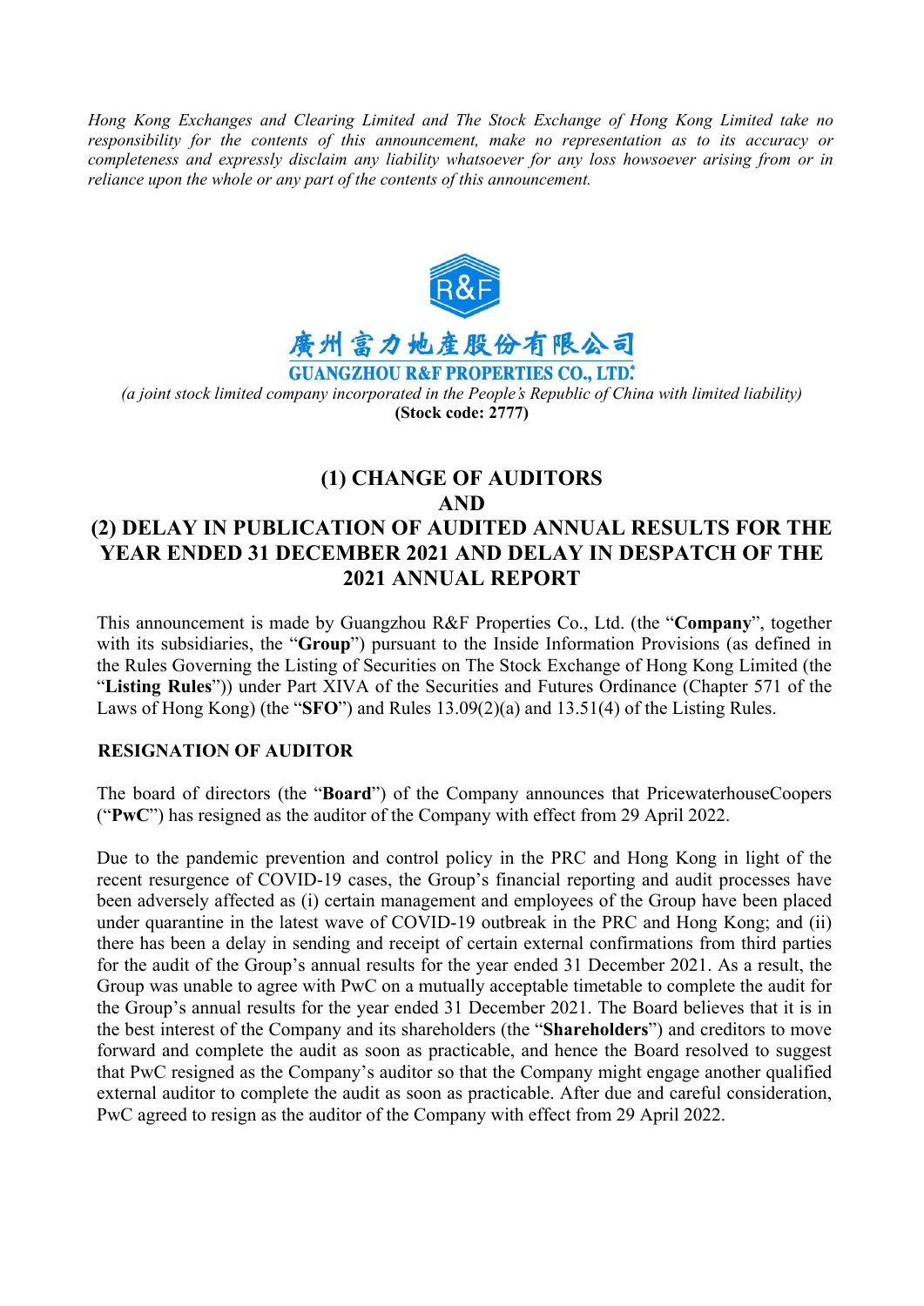*Hong Kong Exchanges and Clearing Limited and The Stock Exchange of Hong Kong Limited take no responsibility for the contents of this announcement, make no representation as to its accuracy or completeness and expressly disclaim any liability whatsoever for any loss howsoever arising from or in reliance upon the whole or any part of the contents of this announcement.*

廣州富力地產股份有限公司

**GUANGZHOU R&F PROPERTIES CO., LTD.***

*(a joint stock limited company incorporated in the People's Republic of China with limited liability)*

**(Stock code: 2777)**

# (1) CHANGE OF AUDITORS AND (2) DELAY IN PUBLICATION OF AUDITED ANNUAL RESULTS FOR THE YEAR ENDED 31 DECEMBER 2021 AND DELAY IN DESPATCH OF THE 2021 ANNUAL REPORT

This announcement is made by Guangzhou R&F Properties Co., Ltd. (the "**Company**", together with its subsidiaries, the "**Group**") pursuant to the Inside Information Provisions (as defined in the Rules Governing the Listing of Securities on The Stock Exchange of Hong Kong Limited (the "**Listing Rules**")) under Part XIVA of the Securities and Futures Ordinance (Chapter 571 of the Laws of Hong Kong) (the "**SFO**") and Rules 13.09(2)(a) and 13.51(4) of the Listing Rules.

## RESIGNATION OF AUDITOR

The board of directors (the "**Board**") of the Company announces that PricewaterhouseCoopers ("**PwC**") has resigned as the auditor of the Company with effect from 29 April 2022.

Due to the pandemic prevention and control policy in the PRC and Hong Kong in light of the recent resurgence of COVID-19 cases, the Group's financial reporting and audit processes have been adversely affected as (i) certain management and employees of the Group have been placed under quarantine in the latest wave of COVID-19 outbreak in the PRC and Hong Kong; and (ii) there has been a delay in sending and receipt of certain external confirmations from third parties for the audit of the Group's annual results for the year ended 31 December 2021. As a result, the Group was unable to agree with PwC on a mutually acceptable timetable to complete the audit for the Group's annual results for the year ended 31 December 2021. The Board believes that it is in the best interest of the Company and its shareholders (the "**Shareholders**") and creditors to move forward and complete the audit as soon as practicable, and hence the Board resolved to suggest that PwC resigned as the Company's auditor so that the Company might engage another qualified external auditor to complete the audit as soon as practicable. After due and careful consideration, PwC agreed to resign as the auditor of the Company with effect from 29 April 2022.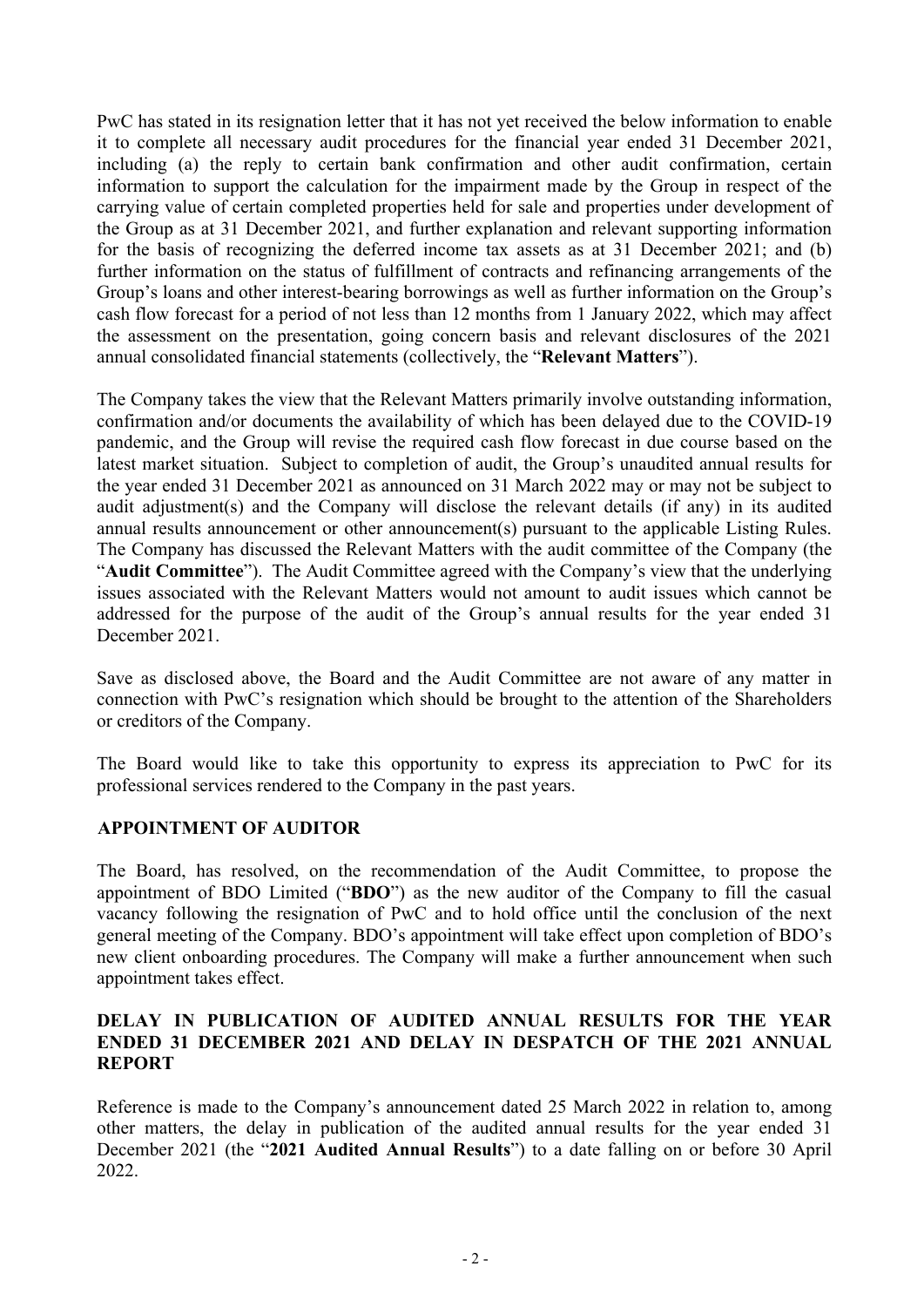PwC has stated in its resignation letter that it has not yet received the below information to enable it to complete all necessary audit procedures for the financial year ended 31 December 2021, including (a) the reply to certain bank confirmation and other audit confirmation, certain information to support the calculation for the impairment made by the Group in respect of the carrying value of certain completed properties held for sale and properties under development of the Group as at 31 December 2021, and further explanation and relevant supporting information for the basis of recognizing the deferred income tax assets as at 31 December 2021; and (b) further information on the status of fulfillment of contracts and refinancing arrangements of the Group's loans and other interest-bearing borrowings as well as further information on the Group's cash flow forecast for a period of not less than 12 months from 1 January 2022, which may affect the assessment on the presentation, going concern basis and relevant disclosures of the 2021 annual consolidated financial statements (collectively, the "**Relevant Matters**").

The Company takes the view that the Relevant Matters primarily involve outstanding information, confirmation and/or documents the availability of which has been delayed due to the COVID-19 pandemic, and the Group will revise the required cash flow forecast in due course based on the latest market situation. Subject to completion of audit, the Group's unaudited annual results for the year ended 31 December 2021 as announced on 31 March 2022 may or may not be subject to audit adjustment(s) and the Company will disclose the relevant details (if any) in its audited annual results announcement or other announcement(s) pursuant to the applicable Listing Rules. The Company has discussed the Relevant Matters with the audit committee of the Company (the "**Audit Committee**"). The Audit Committee agreed with the Company's view that the underlying issues associated with the Relevant Matters would not amount to audit issues which cannot be addressed for the purpose of the audit of the Group's annual results for the year ended 31 December 2021.

Save as disclosed above, the Board and the Audit Committee are not aware of any matter in connection with PwC's resignation which should be brought to the attention of the Shareholders or creditors of the Company.

The Board would like to take this opportunity to express its appreciation to PwC for its professional services rendered to the Company in the past years.

## APPOINTMENT OF AUDITOR

The Board, has resolved, on the recommendation of the Audit Committee, to propose the appointment of BDO Limited ("**BDO**") as the new auditor of the Company to fill the casual vacancy following the resignation of PwC and to hold office until the conclusion of the next general meeting of the Company. BDO's appointment will take effect upon completion of BDO's new client onboarding procedures. The Company will make a further announcement when such appointment takes effect.

## DELAY IN PUBLICATION OF AUDITED ANNUAL RESULTS FOR THE YEAR ENDED 31 DECEMBER 2021 AND DELAY IN DESPATCH OF THE 2021 ANNUAL REPORT

Reference is made to the Company's announcement dated 25 March 2022 in relation to, among other matters, the delay in publication of the audited annual results for the year ended 31 December 2021 (the "**2021 Audited Annual Results**") to a date falling on or before 30 April 2022.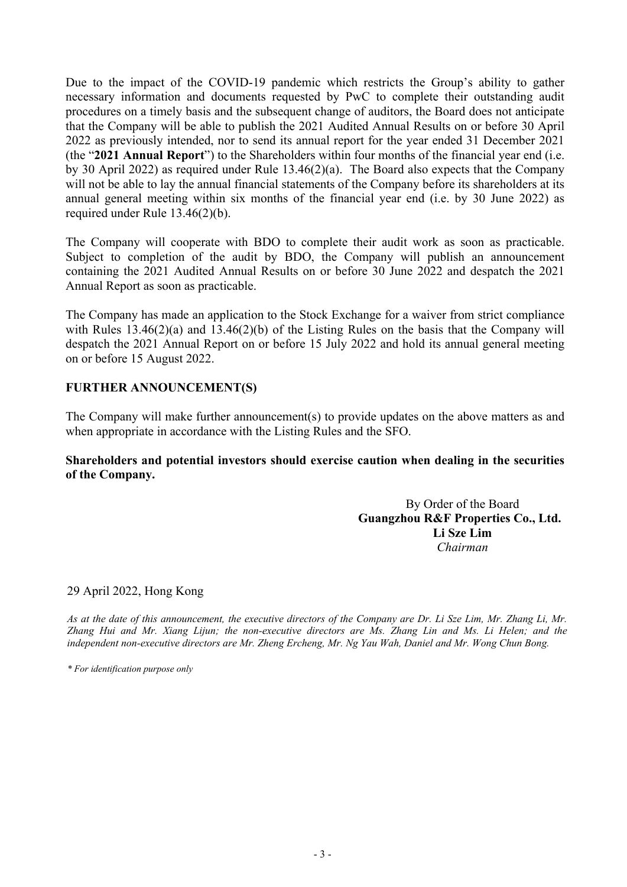Due to the impact of the COVID-19 pandemic which restricts the Group's ability to gather necessary information and documents requested by PwC to complete their outstanding audit procedures on a timely basis and the subsequent change of auditors, the Board does not anticipate that the Company will be able to publish the 2021 Audited Annual Results on or before 30 April 2022 as previously intended, nor to send its annual report for the year ended 31 December 2021 (the "**2021 Annual Report**") to the Shareholders within four months of the financial year end (i.e. by 30 April 2022) as required under Rule 13.46(2)(a). The Board also expects that the Company will not be able to lay the annual financial statements of the Company before its shareholders at its annual general meeting within six months of the financial year end (i.e. by 30 June 2022) as required under Rule 13.46(2)(b).

The Company will cooperate with BDO to complete their audit work as soon as practicable. Subject to completion of the audit by BDO, the Company will publish an announcement containing the 2021 Audited Annual Results on or before 30 June 2022 and despatch the 2021 Annual Report as soon as practicable.

The Company has made an application to the Stock Exchange for a waiver from strict compliance with Rules 13.46(2)(a) and 13.46(2)(b) of the Listing Rules on the basis that the Company will despatch the 2021 Annual Report on or before 15 July 2022 and hold its annual general meeting on or before 15 August 2022.

**FURTHER ANNOUNCEMENT(S)**

The Company will make further announcement(s) to provide updates on the above matters as and when appropriate in accordance with the Listing Rules and the SFO.

**Shareholders and potential investors should exercise caution when dealing in the securities of the Company.**

By Order of the Board
**Guangzhou R&F Properties Co., Ltd.**
**Li Sze Lim**
*Chairman*

29 April 2022, Hong Kong

*As at the date of this announcement, the executive directors of the Company are Dr. Li Sze Lim, Mr. Zhang Li, Mr. Zhang Hui and Mr. Xiang Lijun; the non-executive directors are Ms. Zhang Lin and Ms. Li Helen; and the independent non-executive directors are Mr. Zheng Ercheng, Mr. Ng Yau Wah, Daniel and Mr. Wong Chun Bong.*

*\* For identification purpose only*